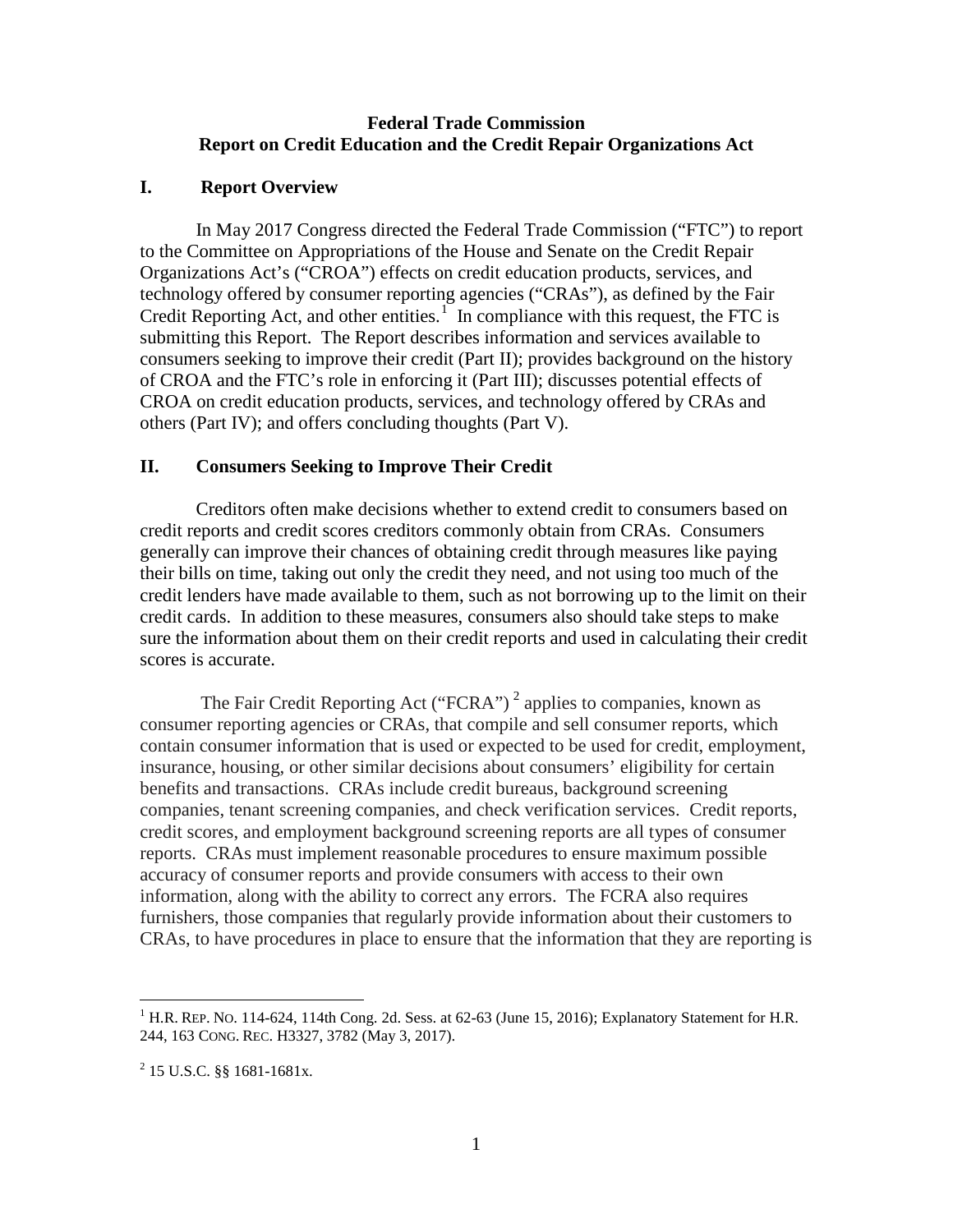# Federal Trade Commission
# Report on Credit Education and the Credit Repair Organizations Act

## I. Report Overview

In May 2017 Congress directed the Federal Trade Commission ("FTC") to report to the Committee on Appropriations of the House and Senate on the Credit Repair Organizations Act's ("CROA") effects on credit education products, services, and technology offered by consumer reporting agencies ("CRAs"), as defined by the Fair Credit Reporting Act, and other entities.[1] In compliance with this request, the FTC is submitting this Report. The Report describes information and services available to consumers seeking to improve their credit (Part II); provides background on the history of CROA and the FTC's role in enforcing it (Part III); discusses potential effects of CROA on credit education products, services, and technology offered by CRAs and others (Part IV); and offers concluding thoughts (Part V).

## II. Consumers Seeking to Improve Their Credit

Creditors often make decisions whether to extend credit to consumers based on credit reports and credit scores creditors commonly obtain from CRAs. Consumers generally can improve their chances of obtaining credit through measures like paying their bills on time, taking out only the credit they need, and not using too much of the credit lenders have made available to them, such as not borrowing up to the limit on their credit cards. In addition to these measures, consumers also should take steps to make sure the information about them on their credit reports and used in calculating their credit scores is accurate.

The Fair Credit Reporting Act ("FCRA")[2] applies to companies, known as consumer reporting agencies or CRAs, that compile and sell consumer reports, which contain consumer information that is used or expected to be used for credit, employment, insurance, housing, or other similar decisions about consumers' eligibility for certain benefits and transactions. CRAs include credit bureaus, background screening companies, tenant screening companies, and check verification services. Credit reports, credit scores, and employment background screening reports are all types of consumer reports. CRAs must implement reasonable procedures to ensure maximum possible accuracy of consumer reports and provide consumers with access to their own information, along with the ability to correct any errors. The FCRA also requires furnishers, those companies that regularly provide information about their customers to CRAs, to have procedures in place to ensure that the information that they are reporting is

---

[1] H.R. REP. NO. 114-624, 114th Cong. 2d. Sess. at 62-63 (June 15, 2016); Explanatory Statement for H.R. 244, 163 CONG. REC. H3327, 3782 (May 3, 2017).

[2] 15 U.S.C. §§ 1681-1681x.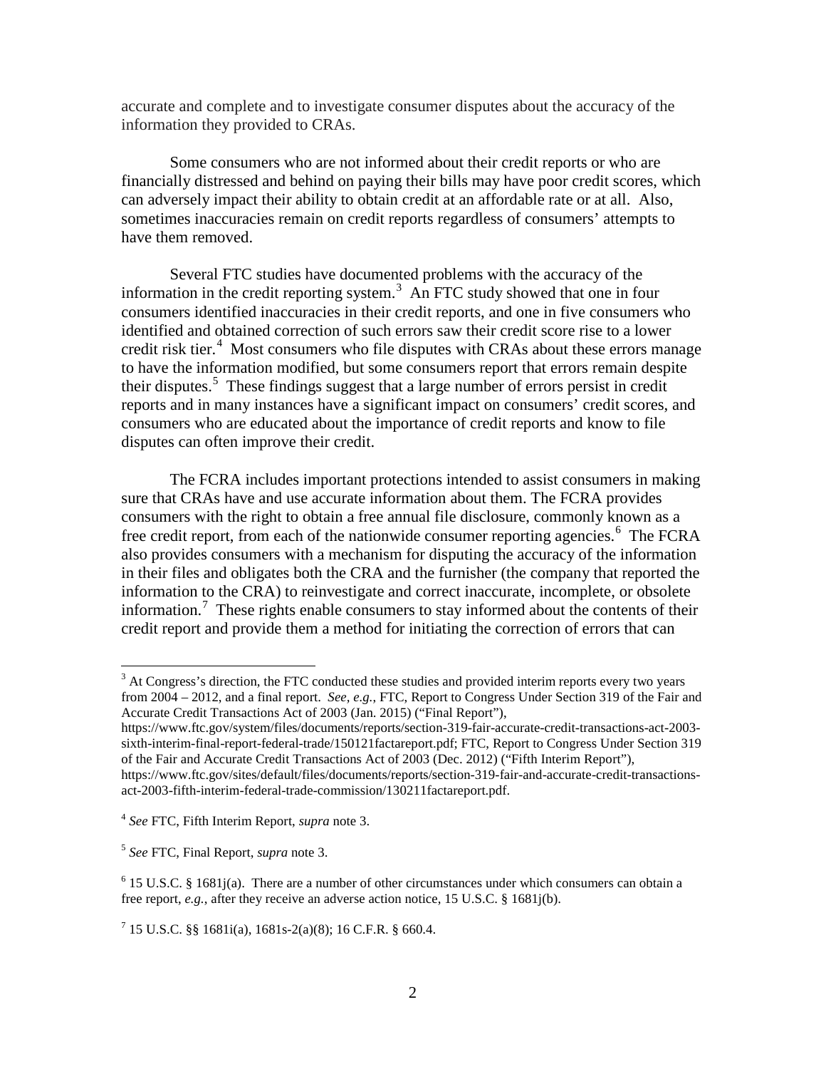accurate and complete and to investigate consumer disputes about the accuracy of the information they provided to CRAs.

Some consumers who are not informed about their credit reports or who are financially distressed and behind on paying their bills may have poor credit scores, which can adversely impact their ability to obtain credit at an affordable rate or at all. Also, sometimes inaccuracies remain on credit reports regardless of consumers' attempts to have them removed.

Several FTC studies have documented problems with the accuracy of the information in the credit reporting system.[3] An FTC study showed that one in four consumers identified inaccuracies in their credit reports, and one in five consumers who identified and obtained correction of such errors saw their credit score rise to a lower credit risk tier.[4] Most consumers who file disputes with CRAs about these errors manage to have the information modified, but some consumers report that errors remain despite their disputes.[5] These findings suggest that a large number of errors persist in credit reports and in many instances have a significant impact on consumers' credit scores, and consumers who are educated about the importance of credit reports and know to file disputes can often improve their credit.

The FCRA includes important protections intended to assist consumers in making sure that CRAs have and use accurate information about them. The FCRA provides consumers with the right to obtain a free annual file disclosure, commonly known as a free credit report, from each of the nationwide consumer reporting agencies.[6] The FCRA also provides consumers with a mechanism for disputing the accuracy of the information in their files and obligates both the CRA and the furnisher (the company that reported the information to the CRA) to reinvestigate and correct inaccurate, incomplete, or obsolete information.[7] These rights enable consumers to stay informed about the contents of their credit report and provide them a method for initiating the correction of errors that can

---

[3] At Congress's direction, the FTC conducted these studies and provided interim reports every two years from 2004 – 2012, and a final report. *See, e.g.*, FTC, Report to Congress Under Section 319 of the Fair and Accurate Credit Transactions Act of 2003 (Jan. 2015) ("Final Report"), https://www.ftc.gov/system/files/documents/reports/section-319-fair-accurate-credit-transactions-act-2003-sixth-interim-final-report-federal-trade/150121factareport.pdf; FTC, Report to Congress Under Section 319 of the Fair and Accurate Credit Transactions Act of 2003 (Dec. 2012) ("Fifth Interim Report"), https://www.ftc.gov/sites/default/files/documents/reports/section-319-fair-and-accurate-credit-transactions-act-2003-fifth-interim-federal-trade-commission/130211factareport.pdf.

[4] *See* FTC, Fifth Interim Report, *supra* note 3.

[5] *See* FTC, Final Report, *supra* note 3.

[6] 15 U.S.C. § 1681j(a). There are a number of other circumstances under which consumers can obtain a free report, *e.g.*, after they receive an adverse action notice, 15 U.S.C. § 1681j(b).

[7] 15 U.S.C. §§ 1681i(a), 1681s-2(a)(8); 16 C.F.R. § 660.4.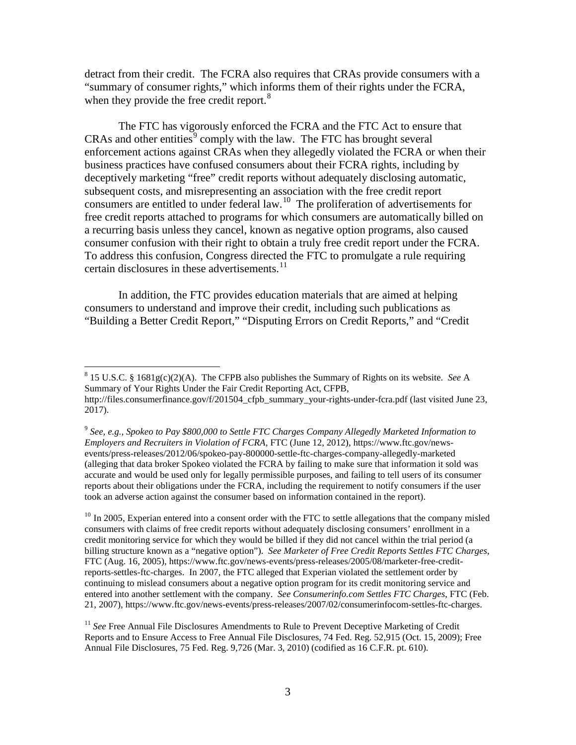detract from their credit. The FCRA also requires that CRAs provide consumers with a "summary of consumer rights," which informs them of their rights under the FCRA, when they provide the free credit report.[8]

The FTC has vigorously enforced the FCRA and the FTC Act to ensure that CRAs and other entities[9] comply with the law. The FTC has brought several enforcement actions against CRAs when they allegedly violated the FCRA or when their business practices have confused consumers about their FCRA rights, including by deceptively marketing "free" credit reports without adequately disclosing automatic, subsequent costs, and misrepresenting an association with the free credit report consumers are entitled to under federal law.[10] The proliferation of advertisements for free credit reports attached to programs for which consumers are automatically billed on a recurring basis unless they cancel, known as negative option programs, also caused consumer confusion with their right to obtain a truly free credit report under the FCRA. To address this confusion, Congress directed the FTC to promulgate a rule requiring certain disclosures in these advertisements.[11]

In addition, the FTC provides education materials that are aimed at helping consumers to understand and improve their credit, including such publications as "Building a Better Credit Report," "Disputing Errors on Credit Reports," and "Credit

---

[8] 15 U.S.C. § 1681g(c)(2)(A). The CFPB also publishes the Summary of Rights on its website. *See* A Summary of Your Rights Under the Fair Credit Reporting Act, CFPB, http://files.consumerfinance.gov/f/201504_cfpb_summary_your-rights-under-fcra.pdf (last visited June 23, 2017).

[9] *See, e.g., Spokeo to Pay $800,000 to Settle FTC Charges Company Allegedly Marketed Information to Employers and Recruiters in Violation of FCRA*, FTC (June 12, 2012), https://www.ftc.gov/news-events/press-releases/2012/06/spokeo-pay-800000-settle-ftc-charges-company-allegedly-marketed (alleging that data broker Spokeo violated the FCRA by failing to make sure that information it sold was accurate and would be used only for legally permissible purposes, and failing to tell users of its consumer reports about their obligations under the FCRA, including the requirement to notify consumers if the user took an adverse action against the consumer based on information contained in the report).

[10] In 2005, Experian entered into a consent order with the FTC to settle allegations that the company misled consumers with claims of free credit reports without adequately disclosing consumers' enrollment in a credit monitoring service for which they would be billed if they did not cancel within the trial period (a billing structure known as a "negative option"). *See Marketer of Free Credit Reports Settles FTC Charges*, FTC (Aug. 16, 2005), https://www.ftc.gov/news-events/press-releases/2005/08/marketer-free-credit-reports-settles-ftc-charges. In 2007, the FTC alleged that Experian violated the settlement order by continuing to mislead consumers about a negative option program for its credit monitoring service and entered into another settlement with the company. *See Consumerinfo.com Settles FTC Charges*, FTC (Feb. 21, 2007), https://www.ftc.gov/news-events/press-releases/2007/02/consumerinfocom-settles-ftc-charges.

[11] *See* Free Annual File Disclosures Amendments to Rule to Prevent Deceptive Marketing of Credit Reports and to Ensure Access to Free Annual File Disclosures, 74 Fed. Reg. 52,915 (Oct. 15, 2009); Free Annual File Disclosures, 75 Fed. Reg. 9,726 (Mar. 3, 2010) (codified as 16 C.F.R. pt. 610).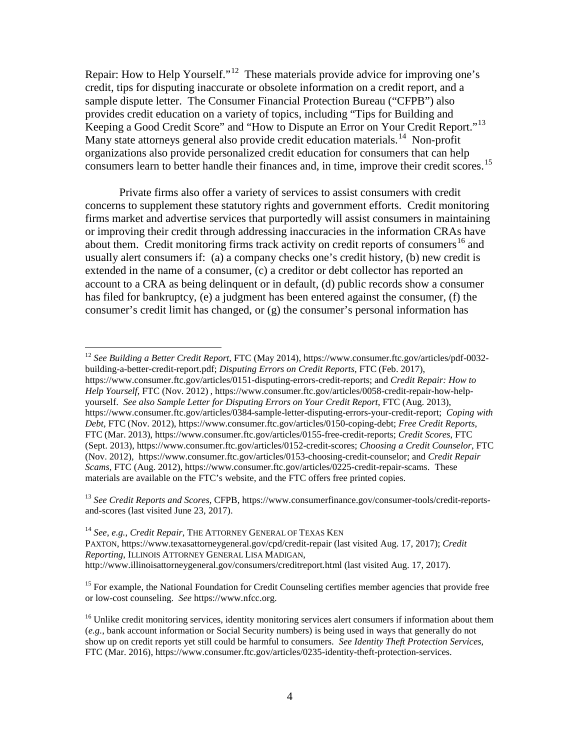Repair: How to Help Yourself."[12] These materials provide advice for improving one's credit, tips for disputing inaccurate or obsolete information on a credit report, and a sample dispute letter. The Consumer Financial Protection Bureau ("CFPB") also provides credit education on a variety of topics, including "Tips for Building and Keeping a Good Credit Score" and "How to Dispute an Error on Your Credit Report."[13] Many state attorneys general also provide credit education materials.[14] Non-profit organizations also provide personalized credit education for consumers that can help consumers learn to better handle their finances and, in time, improve their credit scores.[15]

Private firms also offer a variety of services to assist consumers with credit concerns to supplement these statutory rights and government efforts. Credit monitoring firms market and advertise services that purportedly will assist consumers in maintaining or improving their credit through addressing inaccuracies in the information CRAs have about them. Credit monitoring firms track activity on credit reports of consumers[16] and usually alert consumers if: (a) a company checks one's credit history, (b) new credit is extended in the name of a consumer, (c) a creditor or debt collector has reported an account to a CRA as being delinquent or in default, (d) public records show a consumer has filed for bankruptcy, (e) a judgment has been entered against the consumer, (f) the consumer's credit limit has changed, or (g) the consumer's personal information has

---

[12] *See Building a Better Credit Report*, FTC (May 2014), https://www.consumer.ftc.gov/articles/pdf-0032-building-a-better-credit-report.pdf; *Disputing Errors on Credit Reports*, FTC (Feb. 2017), https://www.consumer.ftc.gov/articles/0151-disputing-errors-credit-reports; and *Credit Repair: How to Help Yourself*, FTC (Nov. 2012) , https://www.consumer.ftc.gov/articles/0058-credit-repair-how-help-yourself. *See also Sample Letter for Disputing Errors on Your Credit Report*, FTC (Aug. 2013), https://www.consumer.ftc.gov/articles/0384-sample-letter-disputing-errors-your-credit-report; *Coping with Debt*, FTC (Nov. 2012), https://www.consumer.ftc.gov/articles/0150-coping-debt; *Free Credit Reports*, FTC (Mar. 2013), https://www.consumer.ftc.gov/articles/0155-free-credit-reports; *Credit Scores*, FTC (Sept. 2013), https://www.consumer.ftc.gov/articles/0152-credit-scores; *Choosing a Credit Counselor*, FTC (Nov. 2012), https://www.consumer.ftc.gov/articles/0153-choosing-credit-counselor; and *Credit Repair Scams*, FTC (Aug. 2012), https://www.consumer.ftc.gov/articles/0225-credit-repair-scams. These materials are available on the FTC's website, and the FTC offers free printed copies.

[13] *See Credit Reports and Scores*, CFPB, https://www.consumerfinance.gov/consumer-tools/credit-reports-and-scores (last visited June 23, 2017).

[14] *See*, *e.g.*, *Credit Repair*, THE ATTORNEY GENERAL OF TEXAS KEN PAXTON, https://www.texasattorneygeneral.gov/cpd/credit-repair (last visited Aug. 17, 2017); *Credit Reporting*, ILLINOIS ATTORNEY GENERAL LISA MADIGAN, http://www.illinoisattorneygeneral.gov/consumers/creditreport.html (last visited Aug. 17, 2017).

[15] For example, the National Foundation for Credit Counseling certifies member agencies that provide free or low-cost counseling. *See* https://www.nfcc.org.

[16] Unlike credit monitoring services, identity monitoring services alert consumers if information about them (*e.g.*, bank account information or Social Security numbers) is being used in ways that generally do not show up on credit reports yet still could be harmful to consumers. *See Identity Theft Protection Services*, FTC (Mar. 2016), https://www.consumer.ftc.gov/articles/0235-identity-theft-protection-services.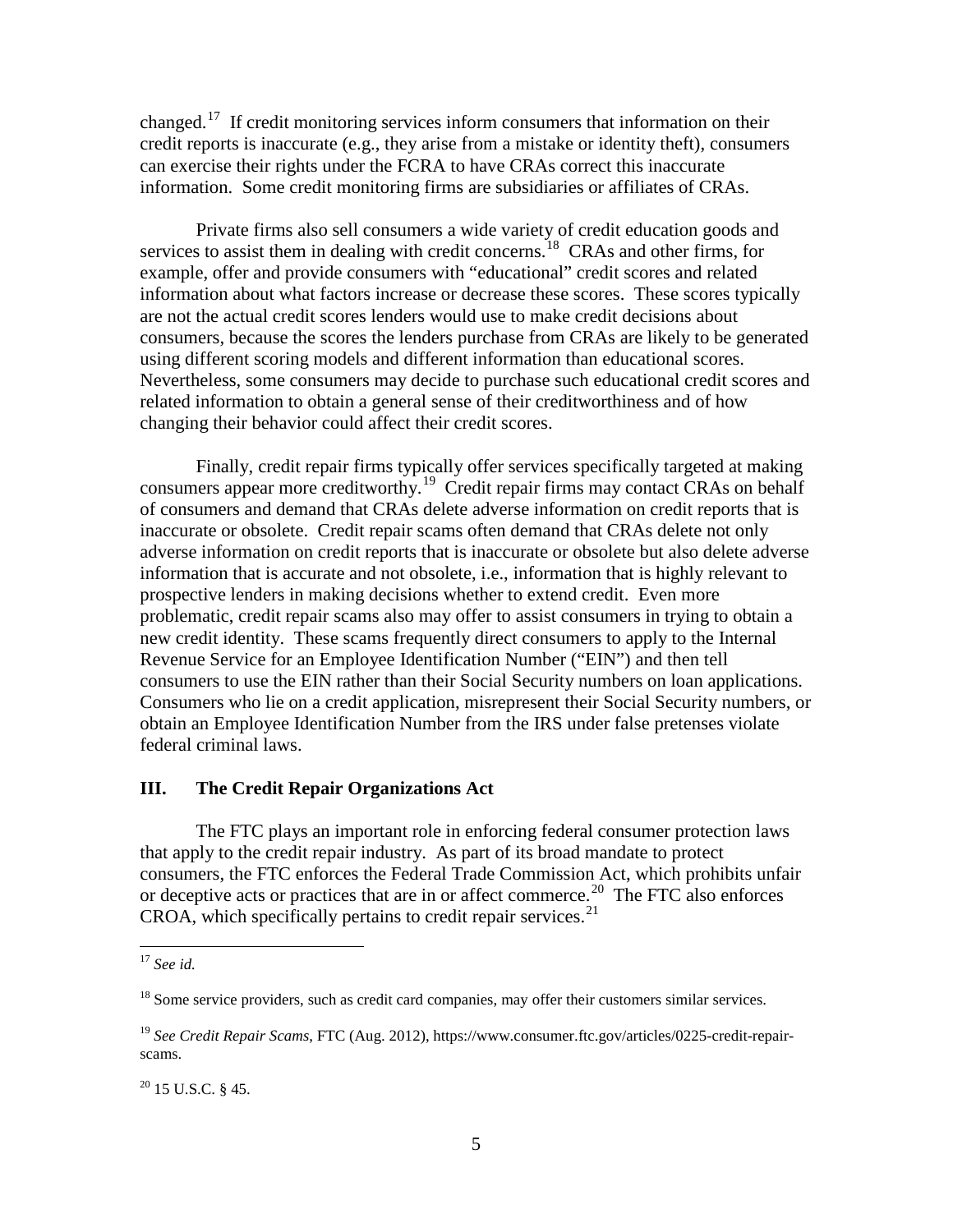changed.[17] If credit monitoring services inform consumers that information on their credit reports is inaccurate (e.g., they arise from a mistake or identity theft), consumers can exercise their rights under the FCRA to have CRAs correct this inaccurate information. Some credit monitoring firms are subsidiaries or affiliates of CRAs.

Private firms also sell consumers a wide variety of credit education goods and services to assist them in dealing with credit concerns.[18] CRAs and other firms, for example, offer and provide consumers with "educational" credit scores and related information about what factors increase or decrease these scores. These scores typically are not the actual credit scores lenders would use to make credit decisions about consumers, because the scores the lenders purchase from CRAs are likely to be generated using different scoring models and different information than educational scores. Nevertheless, some consumers may decide to purchase such educational credit scores and related information to obtain a general sense of their creditworthiness and of how changing their behavior could affect their credit scores.

Finally, credit repair firms typically offer services specifically targeted at making consumers appear more creditworthy.[19] Credit repair firms may contact CRAs on behalf of consumers and demand that CRAs delete adverse information on credit reports that is inaccurate or obsolete. Credit repair scams often demand that CRAs delete not only adverse information on credit reports that is inaccurate or obsolete but also delete adverse information that is accurate and not obsolete, i.e., information that is highly relevant to prospective lenders in making decisions whether to extend credit. Even more problematic, credit repair scams also may offer to assist consumers in trying to obtain a new credit identity. These scams frequently direct consumers to apply to the Internal Revenue Service for an Employee Identification Number ("EIN") and then tell consumers to use the EIN rather than their Social Security numbers on loan applications. Consumers who lie on a credit application, misrepresent their Social Security numbers, or obtain an Employee Identification Number from the IRS under false pretenses violate federal criminal laws.

## III. The Credit Repair Organizations Act

The FTC plays an important role in enforcing federal consumer protection laws that apply to the credit repair industry. As part of its broad mandate to protect consumers, the FTC enforces the Federal Trade Commission Act, which prohibits unfair or deceptive acts or practices that are in or affect commerce.[20] The FTC also enforces CROA, which specifically pertains to credit repair services.[21]

---

[17] *See id.*

[18] Some service providers, such as credit card companies, may offer their customers similar services.

[19] *See Credit Repair Scams*, FTC (Aug. 2012), https://www.consumer.ftc.gov/articles/0225-credit-repair-scams.

[20] 15 U.S.C. § 45.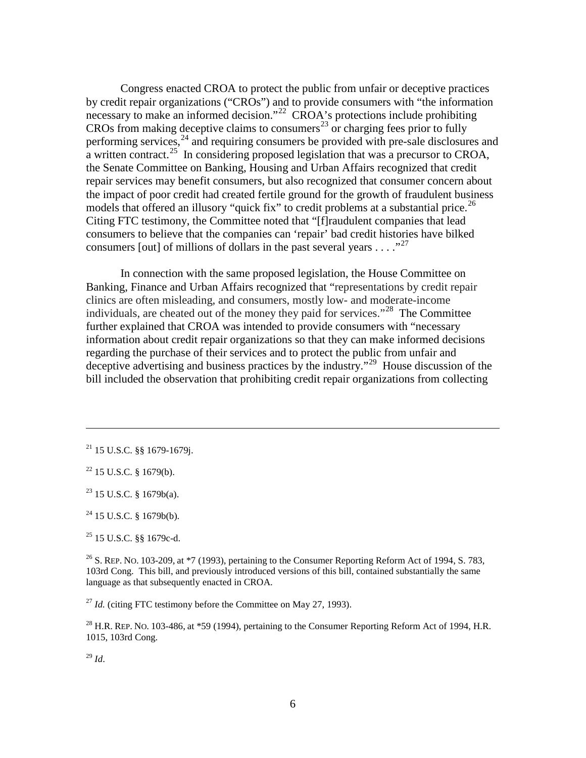Congress enacted CROA to protect the public from unfair or deceptive practices by credit repair organizations ("CROs") and to provide consumers with "the information necessary to make an informed decision."[22] CROA's protections include prohibiting CROs from making deceptive claims to consumers[23] or charging fees prior to fully performing services,[24] and requiring consumers be provided with pre-sale disclosures and a written contract.[25] In considering proposed legislation that was a precursor to CROA, the Senate Committee on Banking, Housing and Urban Affairs recognized that credit repair services may benefit consumers, but also recognized that consumer concern about the impact of poor credit had created fertile ground for the growth of fraudulent business models that offered an illusory "quick fix" to credit problems at a substantial price.[26] Citing FTC testimony, the Committee noted that "[f]raudulent companies that lead consumers to believe that the companies can 'repair' bad credit histories have bilked consumers [out] of millions of dollars in the past several years . . . ."[27]

In connection with the same proposed legislation, the House Committee on Banking, Finance and Urban Affairs recognized that "representations by credit repair clinics are often misleading, and consumers, mostly low- and moderate-income individuals, are cheated out of the money they paid for services."[28] The Committee further explained that CROA was intended to provide consumers with "necessary information about credit repair organizations so that they can make informed decisions regarding the purchase of their services and to protect the public from unfair and deceptive advertising and business practices by the industry."[29] House discussion of the bill included the observation that prohibiting credit repair organizations from collecting

---

[21] 15 U.S.C. §§ 1679-1679j.

[22] 15 U.S.C. § 1679(b).

[23] 15 U.S.C. § 1679b(a).

[24] 15 U.S.C. § 1679b(b).

[25] 15 U.S.C. §§ 1679c-d.

[26] S. REP. NO. 103-209, at *7 (1993), pertaining to the Consumer Reporting Reform Act of 1994, S. 783, 103rd Cong. This bill, and previously introduced versions of this bill, contained substantially the same language as that subsequently enacted in CROA.

[27] *Id.* (citing FTC testimony before the Committee on May 27, 1993).

[28] H.R. REP. NO. 103-486, at *59 (1994), pertaining to the Consumer Reporting Reform Act of 1994, H.R. 1015, 103rd Cong.

[29] *Id*.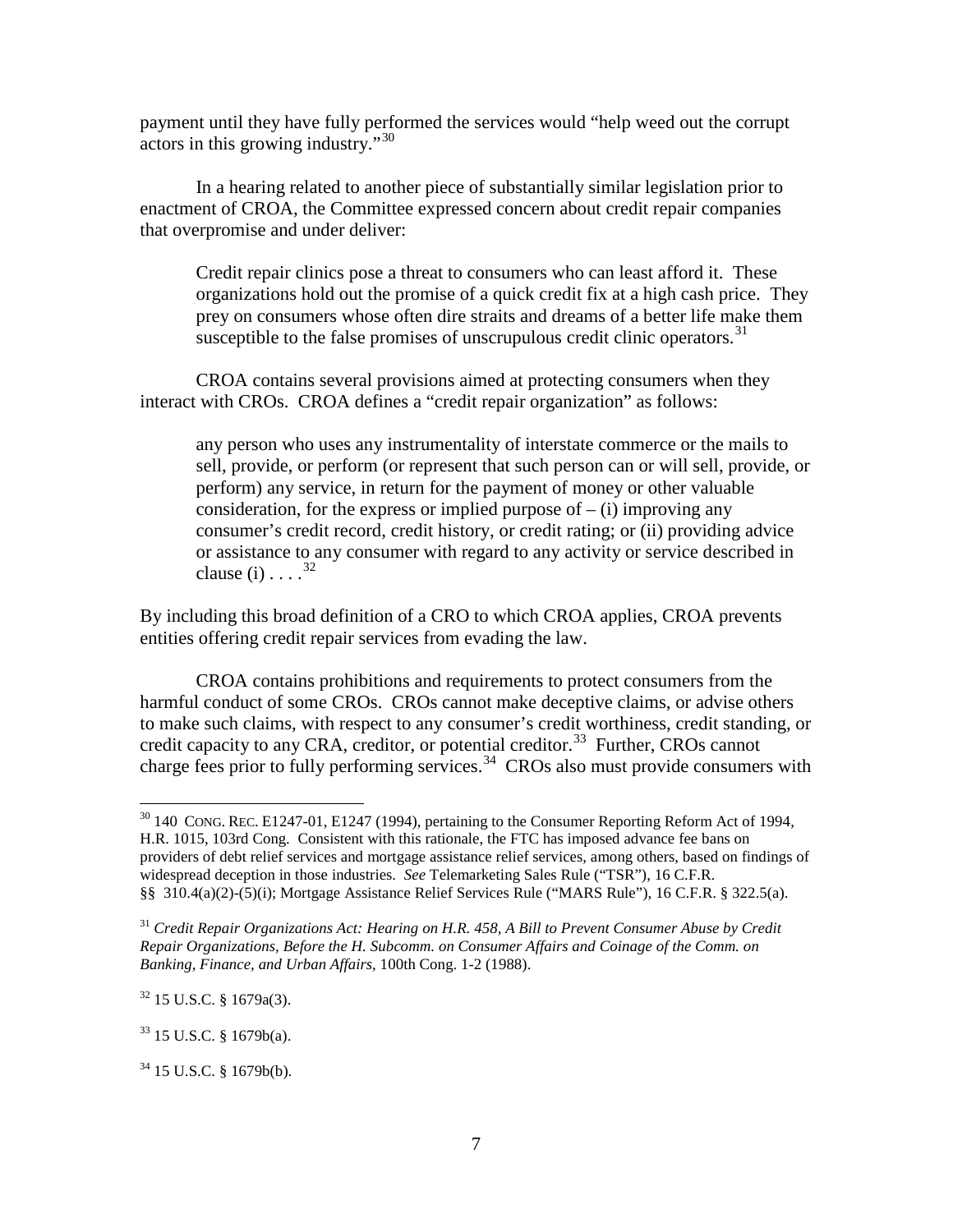payment until they have fully performed the services would "help weed out the corrupt actors in this growing industry."[30]

In a hearing related to another piece of substantially similar legislation prior to enactment of CROA, the Committee expressed concern about credit repair companies that overpromise and under deliver:

> Credit repair clinics pose a threat to consumers who can least afford it. These organizations hold out the promise of a quick credit fix at a high cash price. They prey on consumers whose often dire straits and dreams of a better life make them susceptible to the false promises of unscrupulous credit clinic operators.[31]

CROA contains several provisions aimed at protecting consumers when they interact with CROs. CROA defines a "credit repair organization" as follows:

> any person who uses any instrumentality of interstate commerce or the mails to sell, provide, or perform (or represent that such person can or will sell, provide, or perform) any service, in return for the payment of money or other valuable consideration, for the express or implied purpose of – (i) improving any consumer's credit record, credit history, or credit rating; or (ii) providing advice or assistance to any consumer with regard to any activity or service described in clause (i) . . . .[32]

By including this broad definition of a CRO to which CROA applies, CROA prevents entities offering credit repair services from evading the law.

CROA contains prohibitions and requirements to protect consumers from the harmful conduct of some CROs. CROs cannot make deceptive claims, or advise others to make such claims, with respect to any consumer's credit worthiness, credit standing, or credit capacity to any CRA, creditor, or potential creditor.[33] Further, CROs cannot charge fees prior to fully performing services.[34] CROs also must provide consumers with

---

[30] 140 CONG. REC. E1247-01, E1247 (1994), pertaining to the Consumer Reporting Reform Act of 1994, H.R. 1015, 103rd Cong. Consistent with this rationale, the FTC has imposed advance fee bans on providers of debt relief services and mortgage assistance relief services, among others, based on findings of widespread deception in those industries. *See* Telemarketing Sales Rule ("TSR"), 16 C.F.R. §§ 310.4(a)(2)-(5)(i); Mortgage Assistance Relief Services Rule ("MARS Rule"), 16 C.F.R. § 322.5(a).

[31] *Credit Repair Organizations Act: Hearing on H.R. 458, A Bill to Prevent Consumer Abuse by Credit Repair Organizations, Before the H. Subcomm. on Consumer Affairs and Coinage of the Comm. on Banking, Finance, and Urban Affairs*, 100th Cong. 1-2 (1988).

[32] 15 U.S.C. § 1679a(3).

[33] 15 U.S.C. § 1679b(a).

[34] 15 U.S.C. § 1679b(b).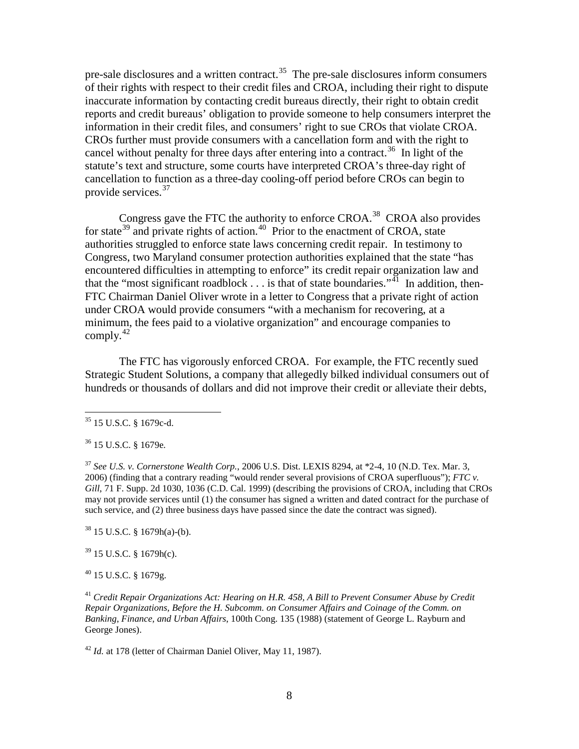pre-sale disclosures and a written contract.[35] The pre-sale disclosures inform consumers of their rights with respect to their credit files and CROA, including their right to dispute inaccurate information by contacting credit bureaus directly, their right to obtain credit reports and credit bureaus' obligation to provide someone to help consumers interpret the information in their credit files, and consumers' right to sue CROs that violate CROA. CROs further must provide consumers with a cancellation form and with the right to cancel without penalty for three days after entering into a contract.[36] In light of the statute's text and structure, some courts have interpreted CROA's three-day right of cancellation to function as a three-day cooling-off period before CROs can begin to provide services.[37]

Congress gave the FTC the authority to enforce CROA.[38] CROA also provides for state[39] and private rights of action.[40] Prior to the enactment of CROA, state authorities struggled to enforce state laws concerning credit repair. In testimony to Congress, two Maryland consumer protection authorities explained that the state "has encountered difficulties in attempting to enforce" its credit repair organization law and that the "most significant roadblock . . . is that of state boundaries."[41] In addition, then-FTC Chairman Daniel Oliver wrote in a letter to Congress that a private right of action under CROA would provide consumers "with a mechanism for recovering, at a minimum, the fees paid to a violative organization" and encourage companies to comply.[42]

The FTC has vigorously enforced CROA. For example, the FTC recently sued Strategic Student Solutions, a company that allegedly bilked individual consumers out of hundreds or thousands of dollars and did not improve their credit or alleviate their debts,

---

[35] 15 U.S.C. § 1679c-d.

[36] 15 U.S.C. § 1679e.

[37] *See U.S. v. Cornerstone Wealth Corp.*, 2006 U.S. Dist. LEXIS 8294, at *2-4, 10 (N.D. Tex. Mar. 3, 2006) (finding that a contrary reading "would render several provisions of CROA superfluous"); *FTC v. Gill*, 71 F. Supp. 2d 1030, 1036 (C.D. Cal. 1999) (describing the provisions of CROA, including that CROs may not provide services until (1) the consumer has signed a written and dated contract for the purchase of such service, and (2) three business days have passed since the date the contract was signed).

[38] 15 U.S.C. § 1679h(a)-(b).

[39] 15 U.S.C. § 1679h(c).

[40] 15 U.S.C. § 1679g.

[41] *Credit Repair Organizations Act: Hearing on H.R. 458, A Bill to Prevent Consumer Abuse by Credit Repair Organizations, Before the H. Subcomm. on Consumer Affairs and Coinage of the Comm. on Banking, Finance, and Urban Affairs*, 100th Cong. 135 (1988) (statement of George L. Rayburn and George Jones).

[42] *Id.* at 178 (letter of Chairman Daniel Oliver, May 11, 1987).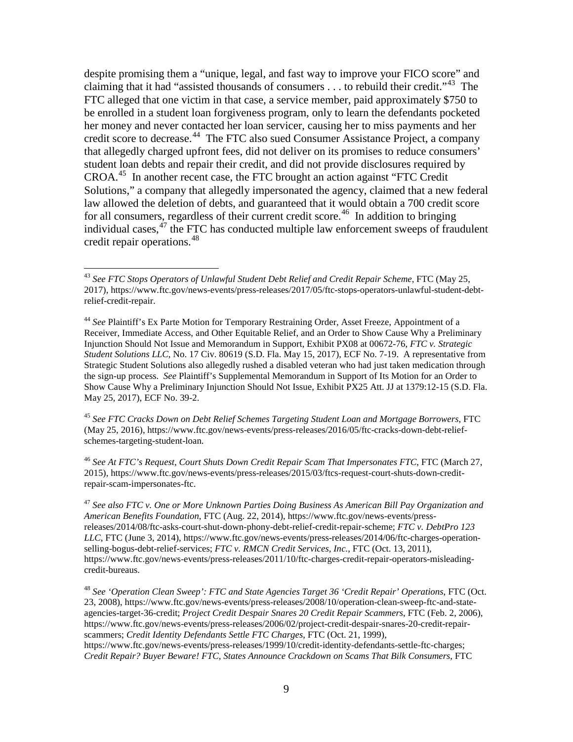despite promising them a "unique, legal, and fast way to improve your FICO score" and claiming that it had "assisted thousands of consumers . . . to rebuild their credit."[43] The FTC alleged that one victim in that case, a service member, paid approximately $750 to be enrolled in a student loan forgiveness program, only to learn the defendants pocketed her money and never contacted her loan servicer, causing her to miss payments and her credit score to decrease.[44] The FTC also sued Consumer Assistance Project, a company that allegedly charged upfront fees, did not deliver on its promises to reduce consumers' student loan debts and repair their credit, and did not provide disclosures required by CROA.[45] In another recent case, the FTC brought an action against "FTC Credit Solutions," a company that allegedly impersonated the agency, claimed that a new federal law allowed the deletion of debts, and guaranteed that it would obtain a 700 credit score for all consumers, regardless of their current credit score.[46] In addition to bringing individual cases,[47] the FTC has conducted multiple law enforcement sweeps of fraudulent credit repair operations.[48]

---

[43] *See FTC Stops Operators of Unlawful Student Debt Relief and Credit Repair Scheme*, FTC (May 25, 2017), https://www.ftc.gov/news-events/press-releases/2017/05/ftc-stops-operators-unlawful-student-debt-relief-credit-repair.

[44] *See* Plaintiff's Ex Parte Motion for Temporary Restraining Order, Asset Freeze, Appointment of a Receiver, Immediate Access, and Other Equitable Relief, and an Order to Show Cause Why a Preliminary Injunction Should Not Issue and Memorandum in Support, Exhibit PX08 at 00672-76, *FTC v. Strategic Student Solutions LLC*, No. 17 Civ. 80619 (S.D. Fla. May 15, 2017), ECF No. 7-19. A representative from Strategic Student Solutions also allegedly rushed a disabled veteran who had just taken medication through the sign-up process. *See* Plaintiff's Supplemental Memorandum in Support of Its Motion for an Order to Show Cause Why a Preliminary Injunction Should Not Issue, Exhibit PX25 Att. JJ at 1379:12-15 (S.D. Fla. May 25, 2017), ECF No. 39-2.

[45] *See FTC Cracks Down on Debt Relief Schemes Targeting Student Loan and Mortgage Borrowers*, FTC (May 25, 2016), https://www.ftc.gov/news-events/press-releases/2016/05/ftc-cracks-down-debt-relief-schemes-targeting-student-loan.

[46] *See At FTC's Request, Court Shuts Down Credit Repair Scam That Impersonates FTC*, FTC (March 27, 2015), https://www.ftc.gov/news-events/press-releases/2015/03/ftcs-request-court-shuts-down-credit-repair-scam-impersonates-ftc.

[47] *See also FTC v. One or More Unknown Parties Doing Business As American Bill Pay Organization and American Benefits Foundation*, FTC (Aug. 22, 2014), https://www.ftc.gov/news-events/press-releases/2014/08/ftc-asks-court-shut-down-phony-debt-relief-credit-repair-scheme; *FTC v. DebtPro 123 LLC*, FTC (June 3, 2014), https://www.ftc.gov/news-events/press-releases/2014/06/ftc-charges-operation-selling-bogus-debt-relief-services; *FTC v. RMCN Credit Services, Inc.*, FTC (Oct. 13, 2011), https://www.ftc.gov/news-events/press-releases/2011/10/ftc-charges-credit-repair-operators-misleading-credit-bureaus.

[48] *See 'Operation Clean Sweep': FTC and State Agencies Target 36 'Credit Repair' Operations*, FTC (Oct. 23, 2008), https://www.ftc.gov/news-events/press-releases/2008/10/operation-clean-sweep-ftc-and-state-agencies-target-36-credit; *Project Credit Despair Snares 20 Credit Repair Scammers*, FTC (Feb. 2, 2006), https://www.ftc.gov/news-events/press-releases/2006/02/project-credit-despair-snares-20-credit-repair-scammers; *Credit Identity Defendants Settle FTC Charges*, FTC (Oct. 21, 1999), https://www.ftc.gov/news-events/press-releases/1999/10/credit-identity-defendants-settle-ftc-charges; *Credit Repair? Buyer Beware! FTC, States Announce Crackdown on Scams That Bilk Consumers*, FTC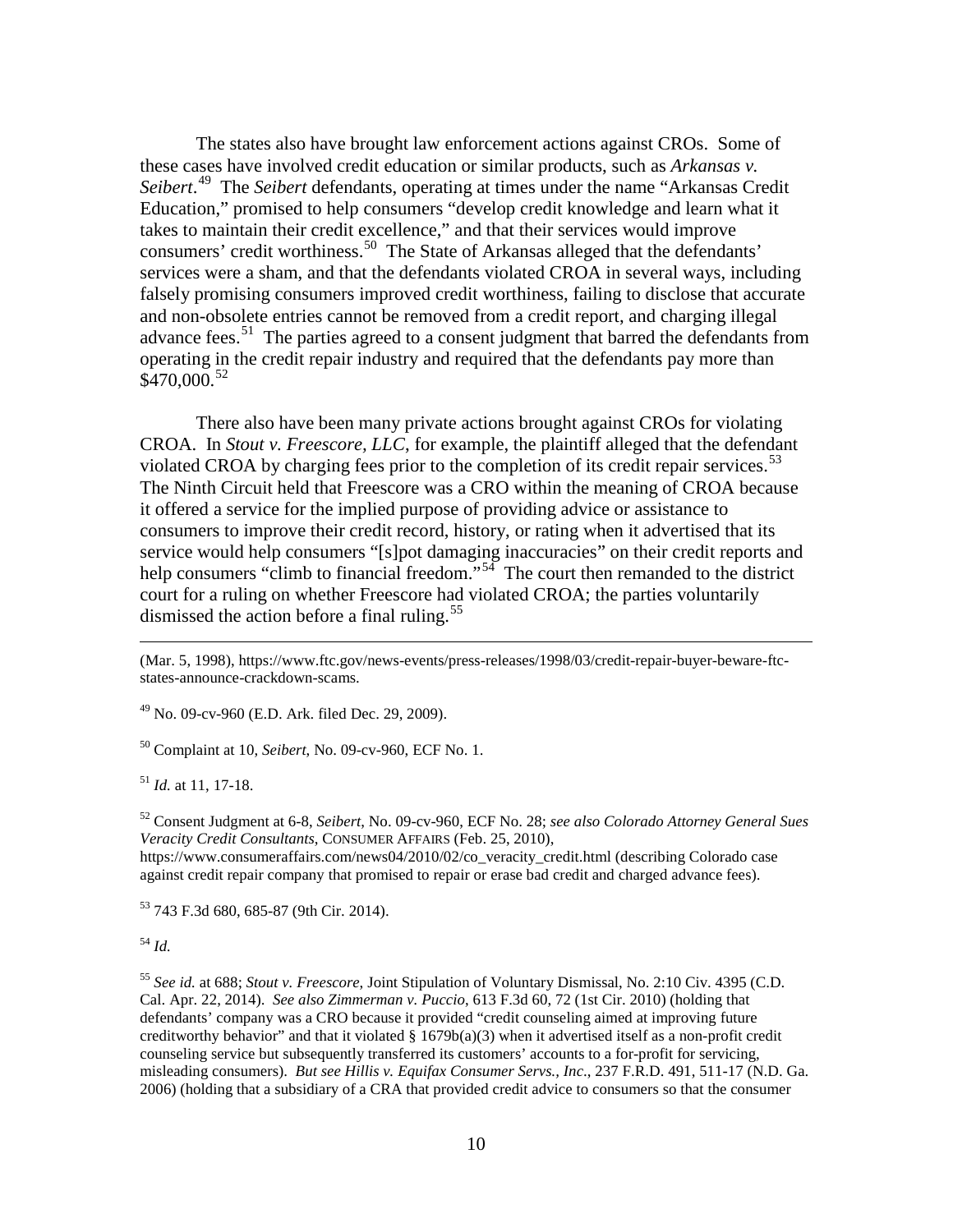The states also have brought law enforcement actions against CROs. Some of these cases have involved credit education or similar products, such as *Arkansas v. Seibert*.[49] The *Seibert* defendants, operating at times under the name "Arkansas Credit Education," promised to help consumers "develop credit knowledge and learn what it takes to maintain their credit excellence," and that their services would improve consumers' credit worthiness.[50] The State of Arkansas alleged that the defendants' services were a sham, and that the defendants violated CROA in several ways, including falsely promising consumers improved credit worthiness, failing to disclose that accurate and non-obsolete entries cannot be removed from a credit report, and charging illegal advance fees.[51] The parties agreed to a consent judgment that barred the defendants from operating in the credit repair industry and required that the defendants pay more than $470,000.[52]

There also have been many private actions brought against CROs for violating CROA. In *Stout v. Freescore, LLC*, for example, the plaintiff alleged that the defendant violated CROA by charging fees prior to the completion of its credit repair services.[53] The Ninth Circuit held that Freescore was a CRO within the meaning of CROA because it offered a service for the implied purpose of providing advice or assistance to consumers to improve their credit record, history, or rating when it advertised that its service would help consumers "[s]pot damaging inaccuracies" on their credit reports and help consumers "climb to financial freedom."[54] The court then remanded to the district court for a ruling on whether Freescore had violated CROA; the parties voluntarily dismissed the action before a final ruling.[55]

---

(Mar. 5, 1998), https://www.ftc.gov/news-events/press-releases/1998/03/credit-repair-buyer-beware-ftc-states-announce-crackdown-scams.

[49] No. 09-cv-960 (E.D. Ark. filed Dec. 29, 2009).

[50] Complaint at 10, *Seibert*, No. 09-cv-960, ECF No. 1.

[51] *Id.* at 11, 17-18.

[52] Consent Judgment at 6-8, *Seibert*, No. 09-cv-960, ECF No. 28; *see also Colorado Attorney General Sues Veracity Credit Consultants*, CONSUMER AFFAIRS (Feb. 25, 2010), https://www.consumeraffairs.com/news04/2010/02/co_veracity_credit.html (describing Colorado case against credit repair company that promised to repair or erase bad credit and charged advance fees).

[53] 743 F.3d 680, 685-87 (9th Cir. 2014).

[54] *Id.*

[55] *See id.* at 688; *Stout v. Freescore*, Joint Stipulation of Voluntary Dismissal, No. 2:10 Civ. 4395 (C.D. Cal. Apr. 22, 2014). *See also Zimmerman v. Puccio*, 613 F.3d 60, 72 (1st Cir. 2010) (holding that defendants' company was a CRO because it provided "credit counseling aimed at improving future creditworthy behavior" and that it violated § 1679b(a)(3) when it advertised itself as a non-profit credit counseling service but subsequently transferred its customers' accounts to a for-profit for servicing, misleading consumers). *But see Hillis v. Equifax Consumer Servs., Inc.*, 237 F.R.D. 491, 511-17 (N.D. Ga. 2006) (holding that a subsidiary of a CRA that provided credit advice to consumers so that the consumer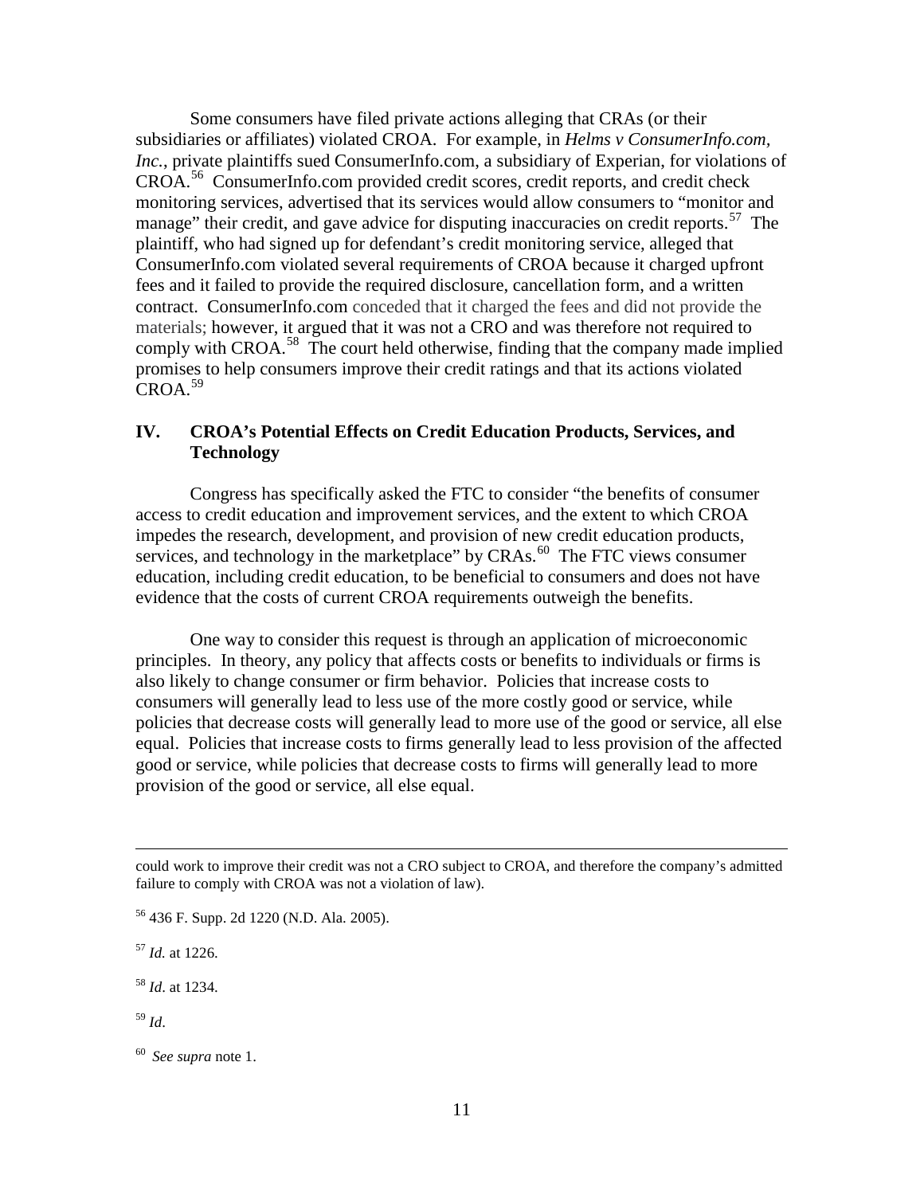Some consumers have filed private actions alleging that CRAs (or their subsidiaries or affiliates) violated CROA. For example, in *Helms v ConsumerInfo.com, Inc.*, private plaintiffs sued ConsumerInfo.com, a subsidiary of Experian, for violations of CROA.[56] ConsumerInfo.com provided credit scores, credit reports, and credit check monitoring services, advertised that its services would allow consumers to "monitor and manage" their credit, and gave advice for disputing inaccuracies on credit reports.[57] The plaintiff, who had signed up for defendant's credit monitoring service, alleged that ConsumerInfo.com violated several requirements of CROA because it charged upfront fees and it failed to provide the required disclosure, cancellation form, and a written contract. ConsumerInfo.com conceded that it charged the fees and did not provide the materials; however, it argued that it was not a CRO and was therefore not required to comply with CROA.[58] The court held otherwise, finding that the company made implied promises to help consumers improve their credit ratings and that its actions violated CROA.[59]

## IV. CROA's Potential Effects on Credit Education Products, Services, and Technology

Congress has specifically asked the FTC to consider "the benefits of consumer access to credit education and improvement services, and the extent to which CROA impedes the research, development, and provision of new credit education products, services, and technology in the marketplace" by CRAs.[60] The FTC views consumer education, including credit education, to be beneficial to consumers and does not have evidence that the costs of current CROA requirements outweigh the benefits.

One way to consider this request is through an application of microeconomic principles. In theory, any policy that affects costs or benefits to individuals or firms is also likely to change consumer or firm behavior. Policies that increase costs to consumers will generally lead to less use of the more costly good or service, while policies that decrease costs will generally lead to more use of the good or service, all else equal. Policies that increase costs to firms generally lead to less provision of the affected good or service, while policies that decrease costs to firms will generally lead to more provision of the good or service, all else equal.

---

could work to improve their credit was not a CRO subject to CROA, and therefore the company's admitted failure to comply with CROA was not a violation of law).

[56] 436 F. Supp. 2d 1220 (N.D. Ala. 2005).

[57] *Id.* at 1226.

[58] *Id*. at 1234.

[59] *Id*.

[60] *See supra* note 1.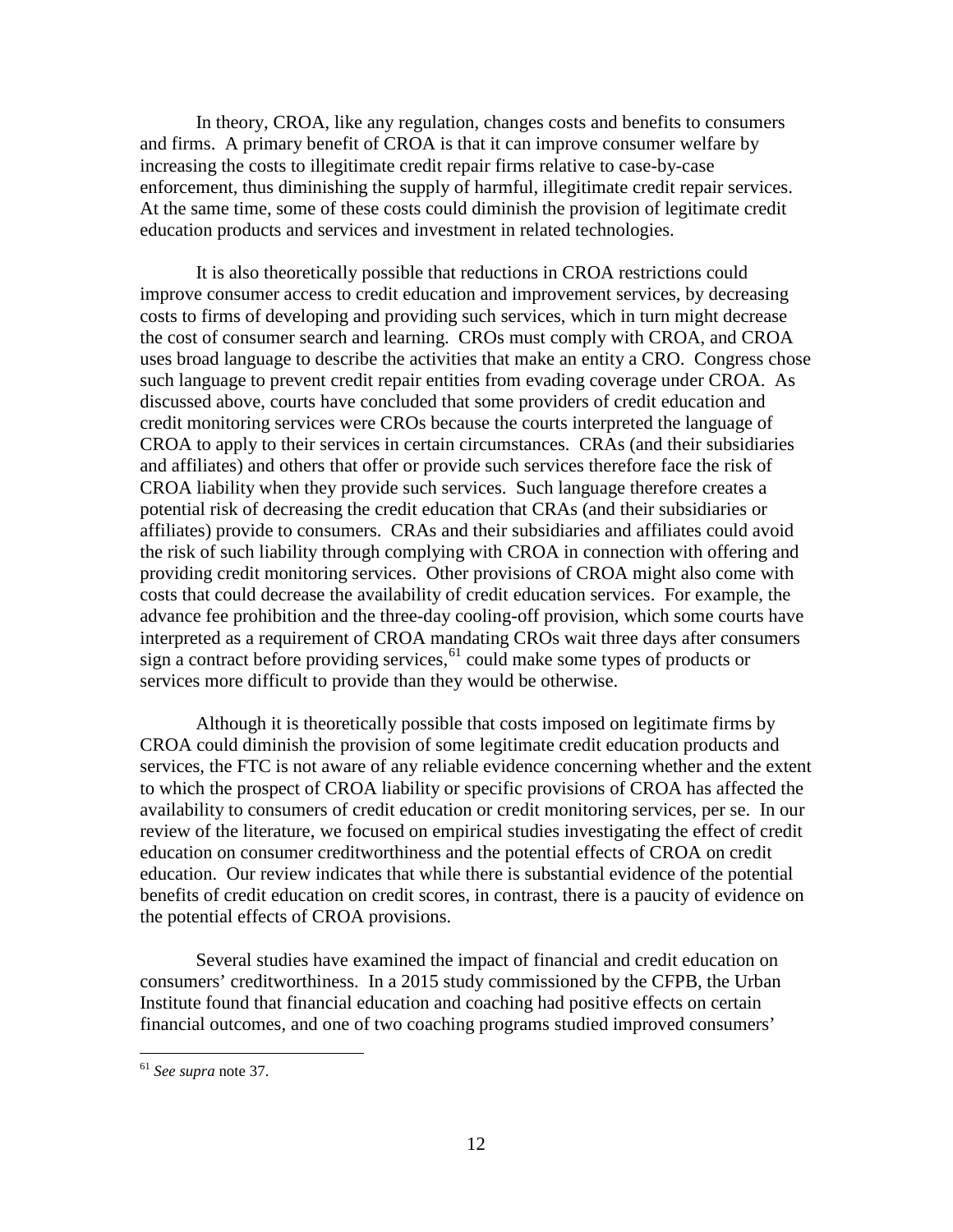In theory, CROA, like any regulation, changes costs and benefits to consumers and firms. A primary benefit of CROA is that it can improve consumer welfare by increasing the costs to illegitimate credit repair firms relative to case-by-case enforcement, thus diminishing the supply of harmful, illegitimate credit repair services. At the same time, some of these costs could diminish the provision of legitimate credit education products and services and investment in related technologies.

It is also theoretically possible that reductions in CROA restrictions could improve consumer access to credit education and improvement services, by decreasing costs to firms of developing and providing such services, which in turn might decrease the cost of consumer search and learning. CROs must comply with CROA, and CROA uses broad language to describe the activities that make an entity a CRO. Congress chose such language to prevent credit repair entities from evading coverage under CROA. As discussed above, courts have concluded that some providers of credit education and credit monitoring services were CROs because the courts interpreted the language of CROA to apply to their services in certain circumstances. CRAs (and their subsidiaries and affiliates) and others that offer or provide such services therefore face the risk of CROA liability when they provide such services. Such language therefore creates a potential risk of decreasing the credit education that CRAs (and their subsidiaries or affiliates) provide to consumers. CRAs and their subsidiaries and affiliates could avoid the risk of such liability through complying with CROA in connection with offering and providing credit monitoring services. Other provisions of CROA might also come with costs that could decrease the availability of credit education services. For example, the advance fee prohibition and the three-day cooling-off provision, which some courts have interpreted as a requirement of CROA mandating CROs wait three days after consumers sign a contract before providing services,[61] could make some types of products or services more difficult to provide than they would be otherwise.

Although it is theoretically possible that costs imposed on legitimate firms by CROA could diminish the provision of some legitimate credit education products and services, the FTC is not aware of any reliable evidence concerning whether and the extent to which the prospect of CROA liability or specific provisions of CROA has affected the availability to consumers of credit education or credit monitoring services, per se. In our review of the literature, we focused on empirical studies investigating the effect of credit education on consumer creditworthiness and the potential effects of CROA on credit education. Our review indicates that while there is substantial evidence of the potential benefits of credit education on credit scores, in contrast, there is a paucity of evidence on the potential effects of CROA provisions.

Several studies have examined the impact of financial and credit education on consumers' creditworthiness. In a 2015 study commissioned by the CFPB, the Urban Institute found that financial education and coaching had positive effects on certain financial outcomes, and one of two coaching programs studied improved consumers'

---

[61] *See supra* note 37.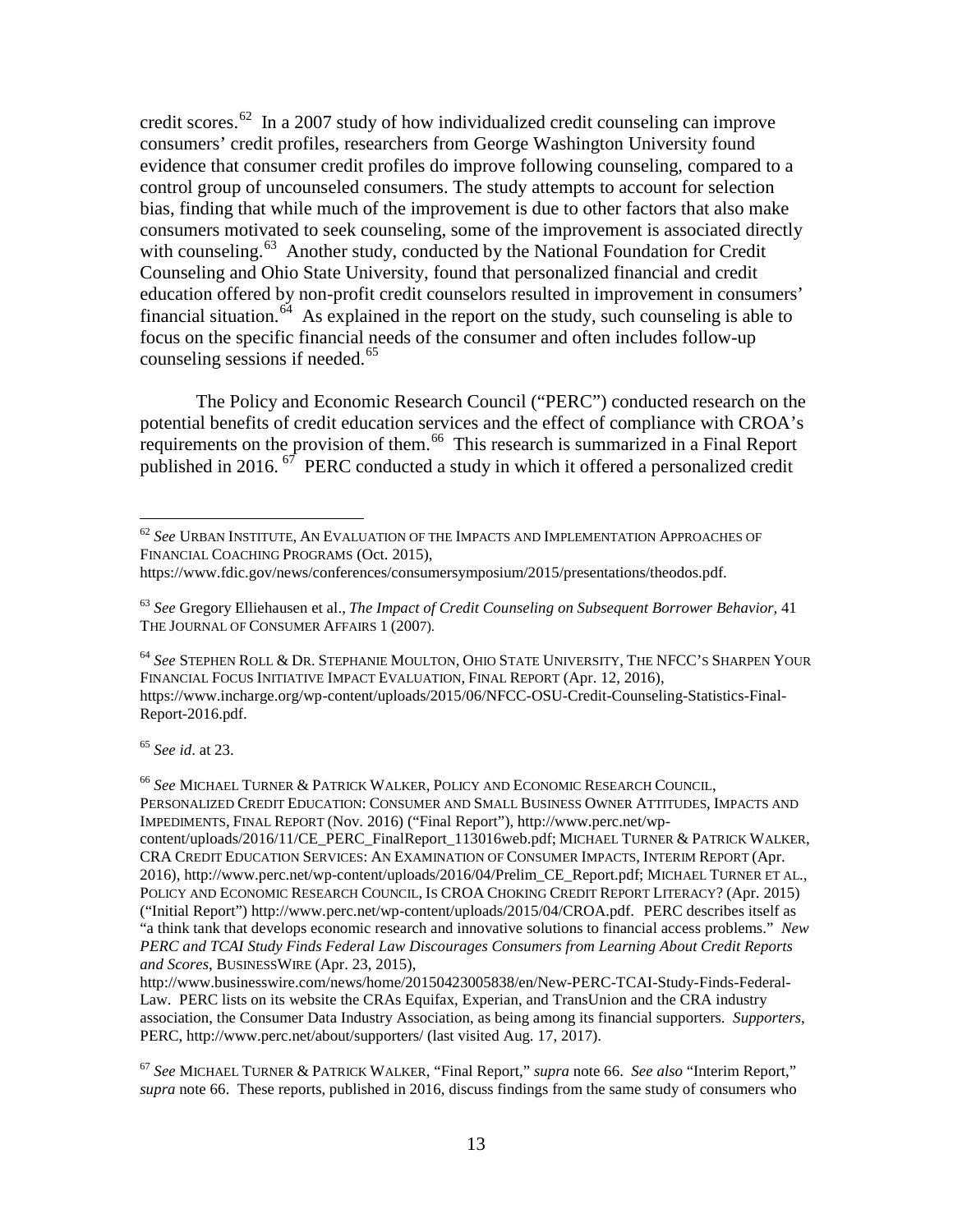credit scores.[62] In a 2007 study of how individualized credit counseling can improve consumers' credit profiles, researchers from George Washington University found evidence that consumer credit profiles do improve following counseling, compared to a control group of uncounseled consumers. The study attempts to account for selection bias, finding that while much of the improvement is due to other factors that also make consumers motivated to seek counseling, some of the improvement is associated directly with counseling.[63] Another study, conducted by the National Foundation for Credit Counseling and Ohio State University, found that personalized financial and credit education offered by non-profit credit counselors resulted in improvement in consumers' financial situation.[64] As explained in the report on the study, such counseling is able to focus on the specific financial needs of the consumer and often includes follow-up counseling sessions if needed.[65]

The Policy and Economic Research Council ("PERC") conducted research on the potential benefits of credit education services and the effect of compliance with CROA's requirements on the provision of them.[66] This research is summarized in a Final Report published in 2016.[67] PERC conducted a study in which it offered a personalized credit

---

[62] *See* URBAN INSTITUTE, AN EVALUATION OF THE IMPACTS AND IMPLEMENTATION APPROACHES OF FINANCIAL COACHING PROGRAMS (Oct. 2015), https://www.fdic.gov/news/conferences/consumersymposium/2015/presentations/theodos.pdf.

[63] *See* Gregory Elliehausen et al., *The Impact of Credit Counseling on Subsequent Borrower Behavior,* 41 THE JOURNAL OF CONSUMER AFFAIRS 1 (2007).

[64] *See* STEPHEN ROLL & DR. STEPHANIE MOULTON, OHIO STATE UNIVERSITY, THE NFCC'S SHARPEN YOUR FINANCIAL FOCUS INITIATIVE IMPACT EVALUATION, FINAL REPORT (Apr. 12, 2016), https://www.incharge.org/wp-content/uploads/2015/06/NFCC-OSU-Credit-Counseling-Statistics-Final-Report-2016.pdf.

[65] *See id*. at 23.

[66] *See* MICHAEL TURNER & PATRICK WALKER, POLICY AND ECONOMIC RESEARCH COUNCIL, PERSONALIZED CREDIT EDUCATION: CONSUMER AND SMALL BUSINESS OWNER ATTITUDES, IMPACTS AND IMPEDIMENTS, FINAL REPORT (Nov. 2016) ("Final Report"), http://www.perc.net/wp-content/uploads/2016/11/CE_PERC_FinalReport_113016web.pdf; MICHAEL TURNER & PATRICK WALKER, CRA CREDIT EDUCATION SERVICES: AN EXAMINATION OF CONSUMER IMPACTS, INTERIM REPORT (Apr. 2016), http://www.perc.net/wp-content/uploads/2016/04/Prelim_CE_Report.pdf; MICHAEL TURNER ET AL., POLICY AND ECONOMIC RESEARCH COUNCIL, IS CROA CHOKING CREDIT REPORT LITERACY? (Apr. 2015) ("Initial Report") http://www.perc.net/wp-content/uploads/2015/04/CROA.pdf. PERC describes itself as "a think tank that develops economic research and innovative solutions to financial access problems." *New PERC and TCAI Study Finds Federal Law Discourages Consumers from Learning About Credit Reports and Scores*, BUSINESSWIRE (Apr. 23, 2015), http://www.businesswire.com/news/home/20150423005838/en/New-PERC-TCAI-Study-Finds-Federal-Law. PERC lists on its website the CRAs Equifax, Experian, and TransUnion and the CRA industry association, the Consumer Data Industry Association, as being among its financial supporters. *Supporters*, PERC, http://www.perc.net/about/supporters/ (last visited Aug. 17, 2017).

[67] *See* MICHAEL TURNER & PATRICK WALKER, "Final Report," *supra* note 66. *See also* "Interim Report," *supra* note 66. These reports, published in 2016, discuss findings from the same study of consumers who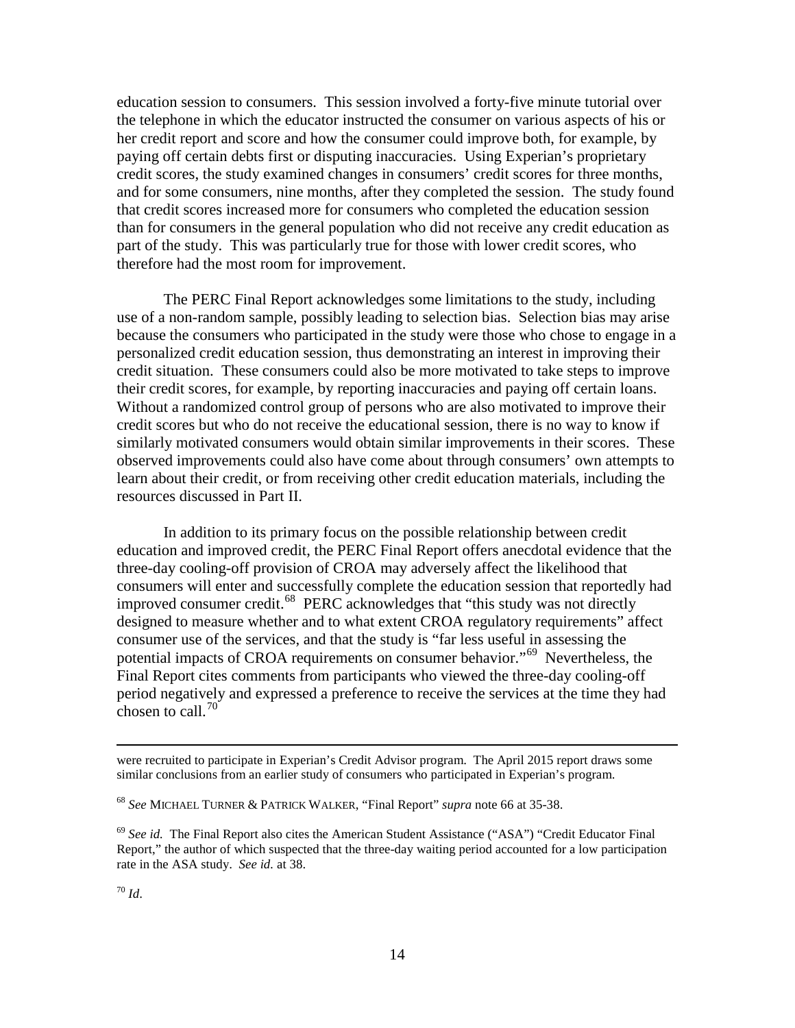education session to consumers. This session involved a forty-five minute tutorial over the telephone in which the educator instructed the consumer on various aspects of his or her credit report and score and how the consumer could improve both, for example, by paying off certain debts first or disputing inaccuracies. Using Experian's proprietary credit scores, the study examined changes in consumers' credit scores for three months, and for some consumers, nine months, after they completed the session. The study found that credit scores increased more for consumers who completed the education session than for consumers in the general population who did not receive any credit education as part of the study. This was particularly true for those with lower credit scores, who therefore had the most room for improvement.

The PERC Final Report acknowledges some limitations to the study, including use of a non-random sample, possibly leading to selection bias. Selection bias may arise because the consumers who participated in the study were those who chose to engage in a personalized credit education session, thus demonstrating an interest in improving their credit situation. These consumers could also be more motivated to take steps to improve their credit scores, for example, by reporting inaccuracies and paying off certain loans. Without a randomized control group of persons who are also motivated to improve their credit scores but who do not receive the educational session, there is no way to know if similarly motivated consumers would obtain similar improvements in their scores. These observed improvements could also have come about through consumers' own attempts to learn about their credit, or from receiving other credit education materials, including the resources discussed in Part II.

In addition to its primary focus on the possible relationship between credit education and improved credit, the PERC Final Report offers anecdotal evidence that the three-day cooling-off provision of CROA may adversely affect the likelihood that consumers will enter and successfully complete the education session that reportedly had improved consumer credit.[68] PERC acknowledges that "this study was not directly designed to measure whether and to what extent CROA regulatory requirements" affect consumer use of the services, and that the study is "far less useful in assessing the potential impacts of CROA requirements on consumer behavior."[69] Nevertheless, the Final Report cites comments from participants who viewed the three-day cooling-off period negatively and expressed a preference to receive the services at the time they had chosen to call.[70]

---

were recruited to participate in Experian's Credit Advisor program. The April 2015 report draws some similar conclusions from an earlier study of consumers who participated in Experian's program.

[68] *See* MICHAEL TURNER & PATRICK WALKER, "Final Report" *supra* note 66 at 35-38.

[69] *See id.* The Final Report also cites the American Student Assistance ("ASA") "Credit Educator Final Report," the author of which suspected that the three-day waiting period accounted for a low participation rate in the ASA study. *See id.* at 38.

[70] *Id*.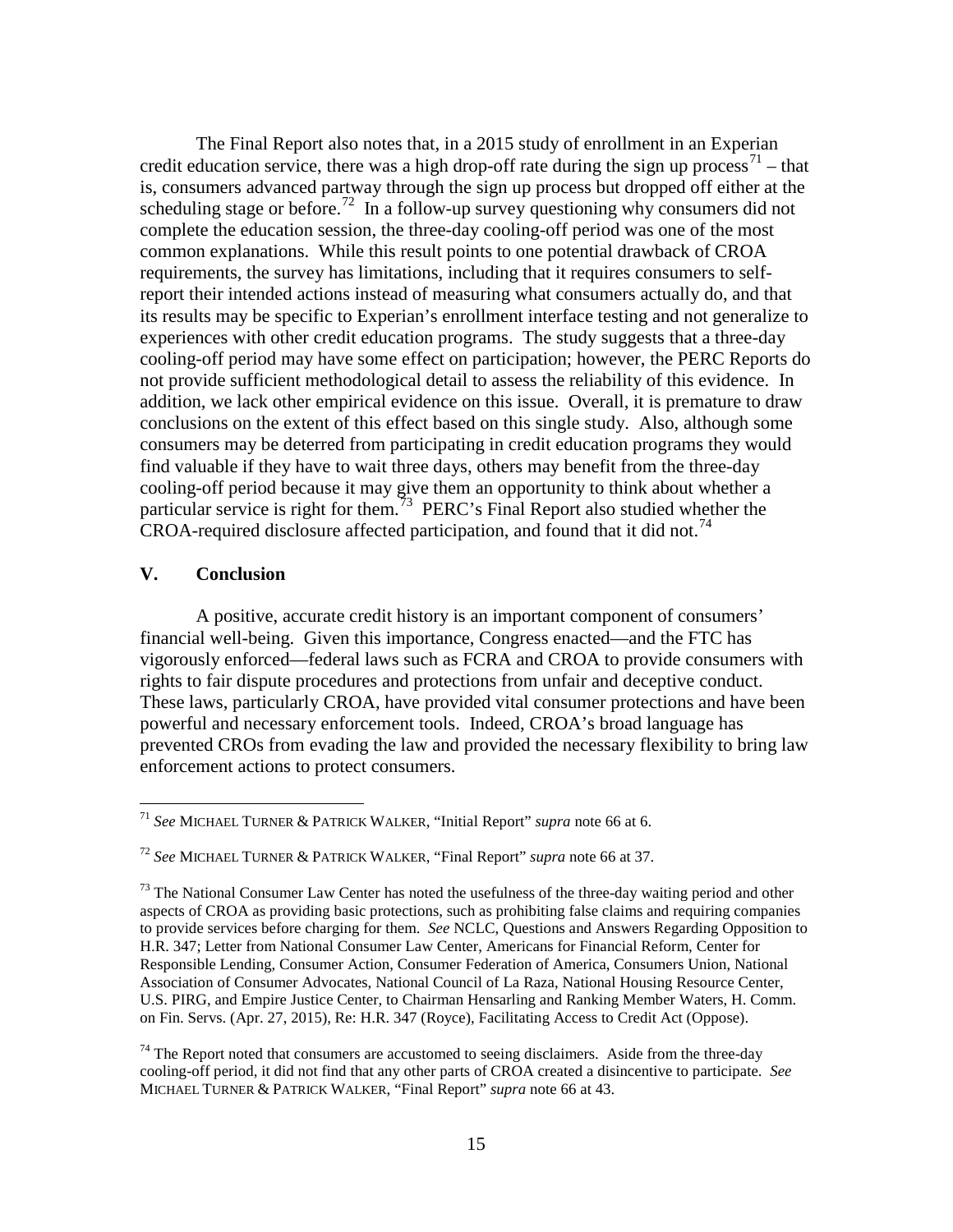The Final Report also notes that, in a 2015 study of enrollment in an Experian credit education service, there was a high drop-off rate during the sign up process[71] – that is, consumers advanced partway through the sign up process but dropped off either at the scheduling stage or before.[72] In a follow-up survey questioning why consumers did not complete the education session, the three-day cooling-off period was one of the most common explanations. While this result points to one potential drawback of CROA requirements, the survey has limitations, including that it requires consumers to self-report their intended actions instead of measuring what consumers actually do, and that its results may be specific to Experian's enrollment interface testing and not generalize to experiences with other credit education programs. The study suggests that a three-day cooling-off period may have some effect on participation; however, the PERC Reports do not provide sufficient methodological detail to assess the reliability of this evidence. In addition, we lack other empirical evidence on this issue. Overall, it is premature to draw conclusions on the extent of this effect based on this single study. Also, although some consumers may be deterred from participating in credit education programs they would find valuable if they have to wait three days, others may benefit from the three-day cooling-off period because it may give them an opportunity to think about whether a particular service is right for them.[73] PERC's Final Report also studied whether the CROA-required disclosure affected participation, and found that it did not.[74]

## V. Conclusion

A positive, accurate credit history is an important component of consumers' financial well-being. Given this importance, Congress enacted—and the FTC has vigorously enforced—federal laws such as FCRA and CROA to provide consumers with rights to fair dispute procedures and protections from unfair and deceptive conduct. These laws, particularly CROA, have provided vital consumer protections and have been powerful and necessary enforcement tools. Indeed, CROA's broad language has prevented CROs from evading the law and provided the necessary flexibility to bring law enforcement actions to protect consumers.

---

[71] *See* MICHAEL TURNER & PATRICK WALKER, "Initial Report" *supra* note 66 at 6.

[72] *See* MICHAEL TURNER & PATRICK WALKER, "Final Report" *supra* note 66 at 37.

[73] The National Consumer Law Center has noted the usefulness of the three-day waiting period and other aspects of CROA as providing basic protections, such as prohibiting false claims and requiring companies to provide services before charging for them. *See* NCLC, Questions and Answers Regarding Opposition to H.R. 347; Letter from National Consumer Law Center, Americans for Financial Reform, Center for Responsible Lending, Consumer Action, Consumer Federation of America, Consumers Union, National Association of Consumer Advocates, National Council of La Raza, National Housing Resource Center, U.S. PIRG, and Empire Justice Center, to Chairman Hensarling and Ranking Member Waters, H. Comm. on Fin. Servs. (Apr. 27, 2015), Re: H.R. 347 (Royce), Facilitating Access to Credit Act (Oppose).

[74] The Report noted that consumers are accustomed to seeing disclaimers. Aside from the three-day cooling-off period, it did not find that any other parts of CROA created a disincentive to participate. *See* MICHAEL TURNER & PATRICK WALKER, "Final Report" *supra* note 66 at 43.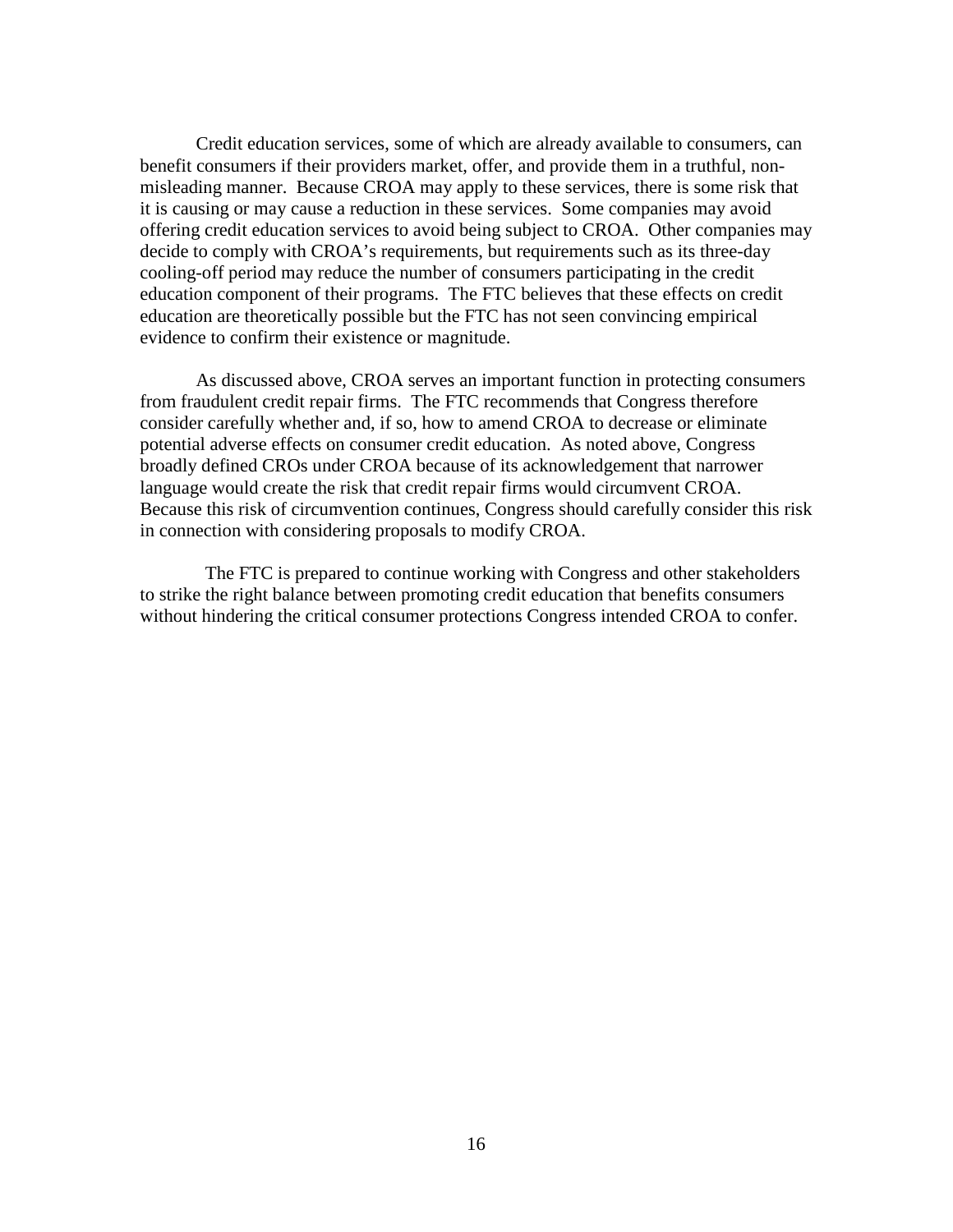Credit education services, some of which are already available to consumers, can benefit consumers if their providers market, offer, and provide them in a truthful, non-misleading manner. Because CROA may apply to these services, there is some risk that it is causing or may cause a reduction in these services. Some companies may avoid offering credit education services to avoid being subject to CROA. Other companies may decide to comply with CROA's requirements, but requirements such as its three-day cooling-off period may reduce the number of consumers participating in the credit education component of their programs. The FTC believes that these effects on credit education are theoretically possible but the FTC has not seen convincing empirical evidence to confirm their existence or magnitude.

As discussed above, CROA serves an important function in protecting consumers from fraudulent credit repair firms. The FTC recommends that Congress therefore consider carefully whether and, if so, how to amend CROA to decrease or eliminate potential adverse effects on consumer credit education. As noted above, Congress broadly defined CROs under CROA because of its acknowledgement that narrower language would create the risk that credit repair firms would circumvent CROA. Because this risk of circumvention continues, Congress should carefully consider this risk in connection with considering proposals to modify CROA.

The FTC is prepared to continue working with Congress and other stakeholders to strike the right balance between promoting credit education that benefits consumers without hindering the critical consumer protections Congress intended CROA to confer.